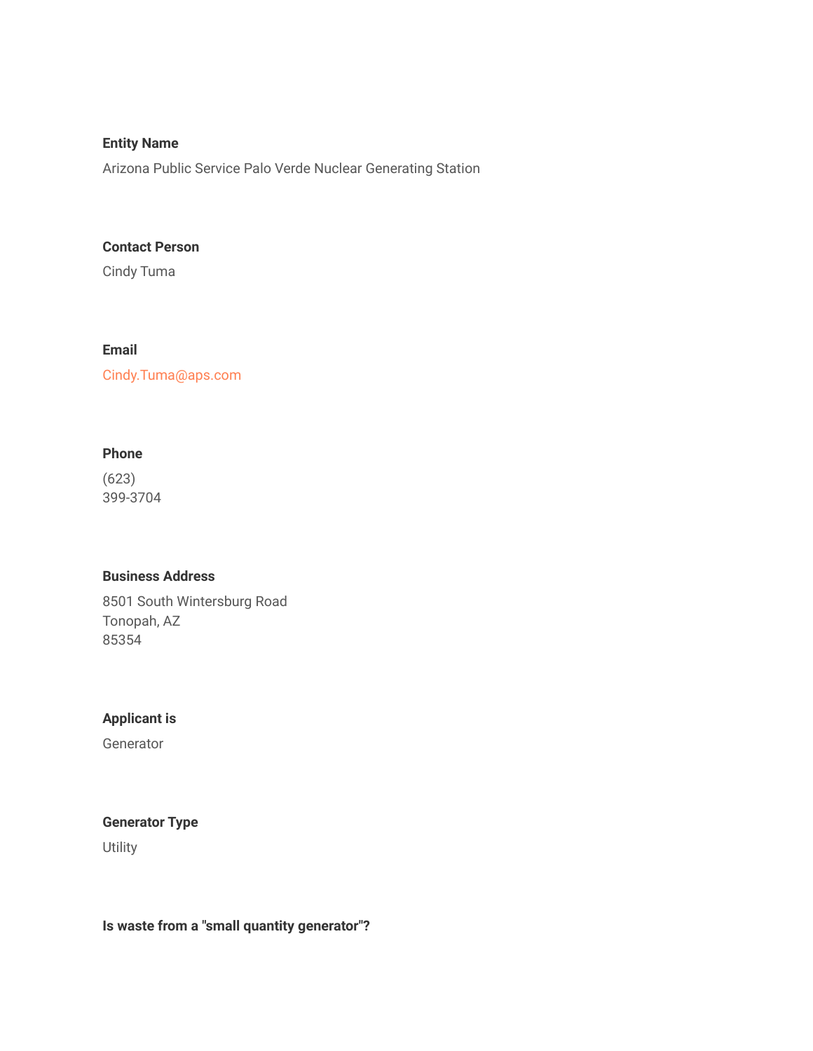**Entity Name**

Arizona Public Service Palo Verde Nuclear Generating Station

**Contact Person**

Cindy Tuma

**Email**

Cindy.Tuma@aps.com

**Phone**

(623)
399-3704

**Business Address**

8501 South Wintersburg Road
Tonopah, AZ
85354

**Applicant is**

Generator

**Generator Type**

Utility

**Is waste from a "small quantity generator"?**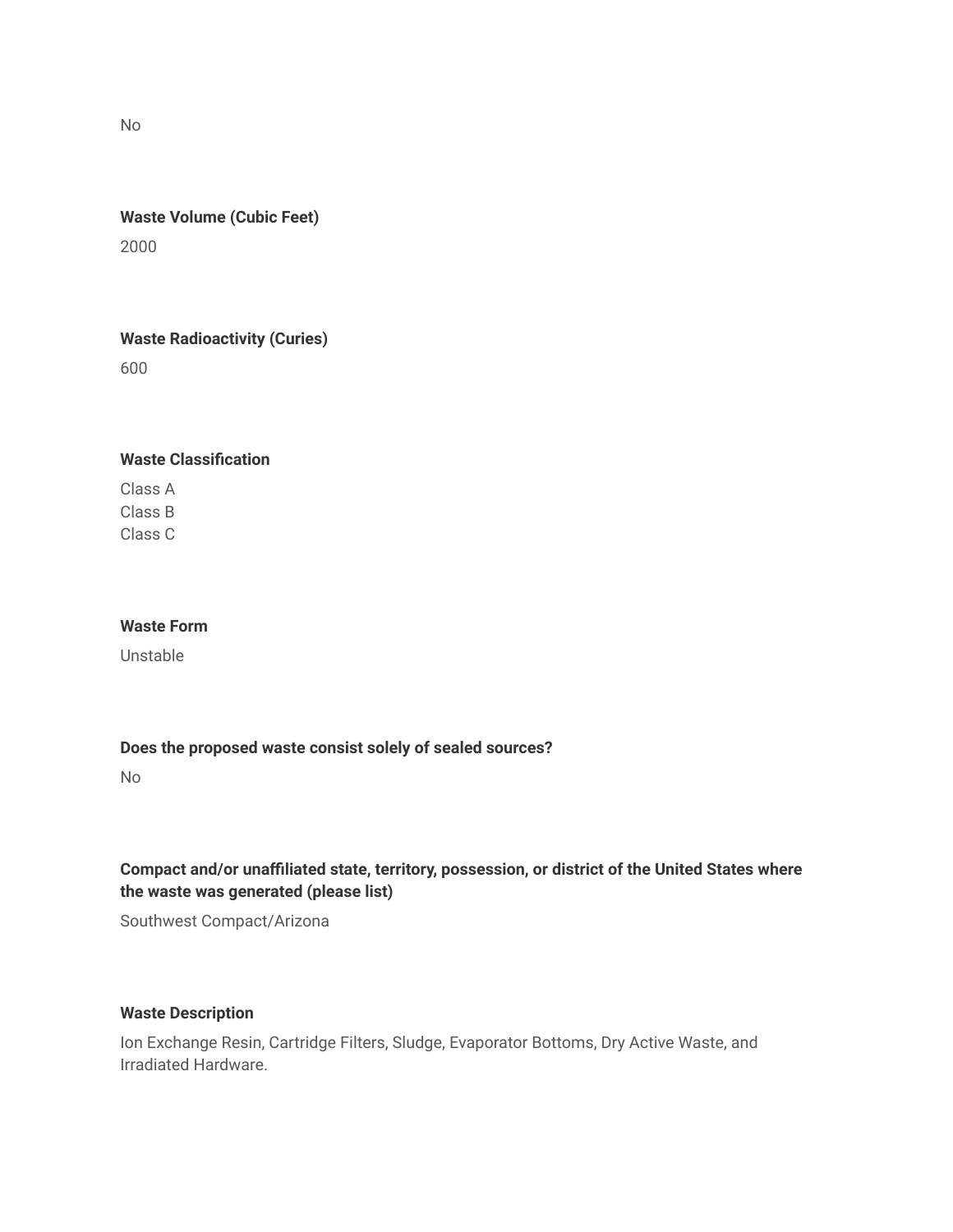No

**Waste Volume (Cubic Feet)**

2000

**Waste Radioactivity (Curies)**

600

**Waste Classification**

Class A
Class B
Class C

**Waste Form**

Unstable

**Does the proposed waste consist solely of sealed sources?**

No

**Compact and/or unaffiliated state, territory, possession, or district of the United States where the waste was generated (please list)**

Southwest Compact/Arizona

**Waste Description**

Ion Exchange Resin, Cartridge Filters, Sludge, Evaporator Bottoms, Dry Active Waste, and Irradiated Hardware.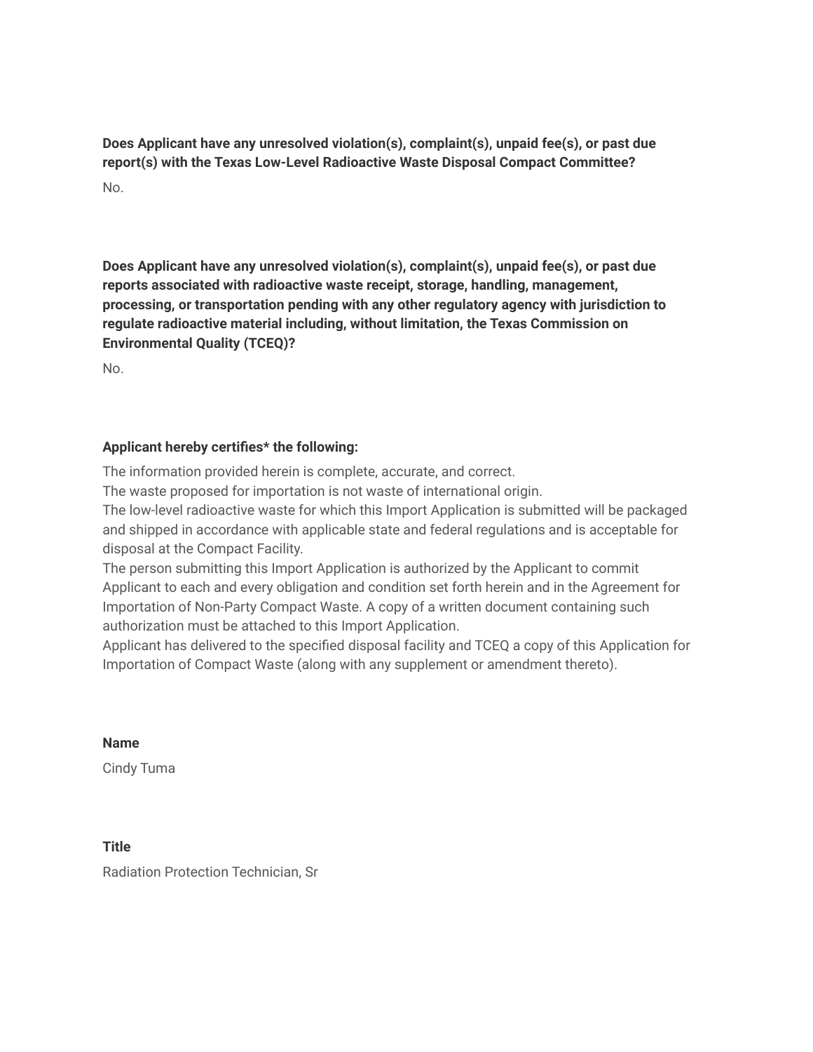**Does Applicant have any unresolved violation(s), complaint(s), unpaid fee(s), or past due report(s) with the Texas Low-Level Radioactive Waste Disposal Compact Committee?**

No.

**Does Applicant have any unresolved violation(s), complaint(s), unpaid fee(s), or past due reports associated with radioactive waste receipt, storage, handling, management, processing, or transportation pending with any other regulatory agency with jurisdiction to regulate radioactive material including, without limitation, the Texas Commission on Environmental Quality (TCEQ)?**

No.

**Applicant hereby certifies* the following:**

The information provided herein is complete, accurate, and correct.
The waste proposed for importation is not waste of international origin.
The low-level radioactive waste for which this Import Application is submitted will be packaged and shipped in accordance with applicable state and federal regulations and is acceptable for disposal at the Compact Facility.
The person submitting this Import Application is authorized by the Applicant to commit Applicant to each and every obligation and condition set forth herein and in the Agreement for Importation of Non-Party Compact Waste. A copy of a written document containing such authorization must be attached to this Import Application.
Applicant has delivered to the specified disposal facility and TCEQ a copy of this Application for Importation of Compact Waste (along with any supplement or amendment thereto).

**Name**

Cindy Tuma

**Title**

Radiation Protection Technician, Sr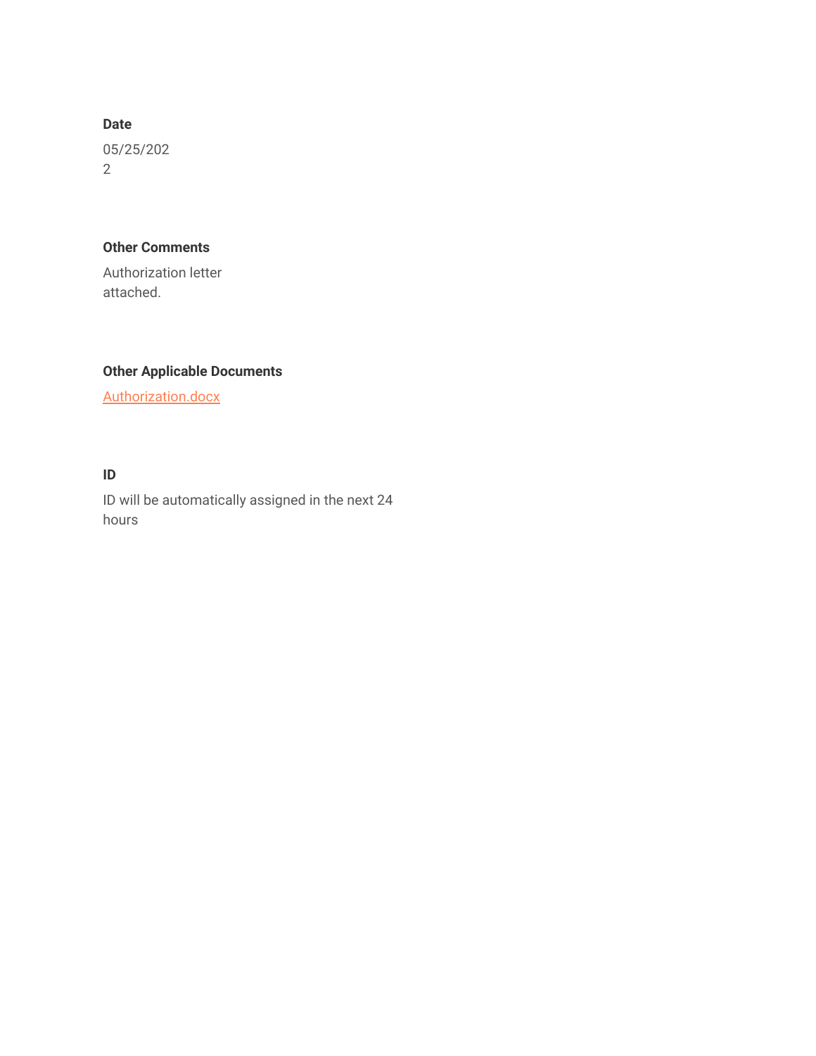**Date**

05/25/2022

**Other Comments**

Authorization letter attached.

**Other Applicable Documents**

Authorization.docx

**ID**

ID will be automatically assigned in the next 24 hours